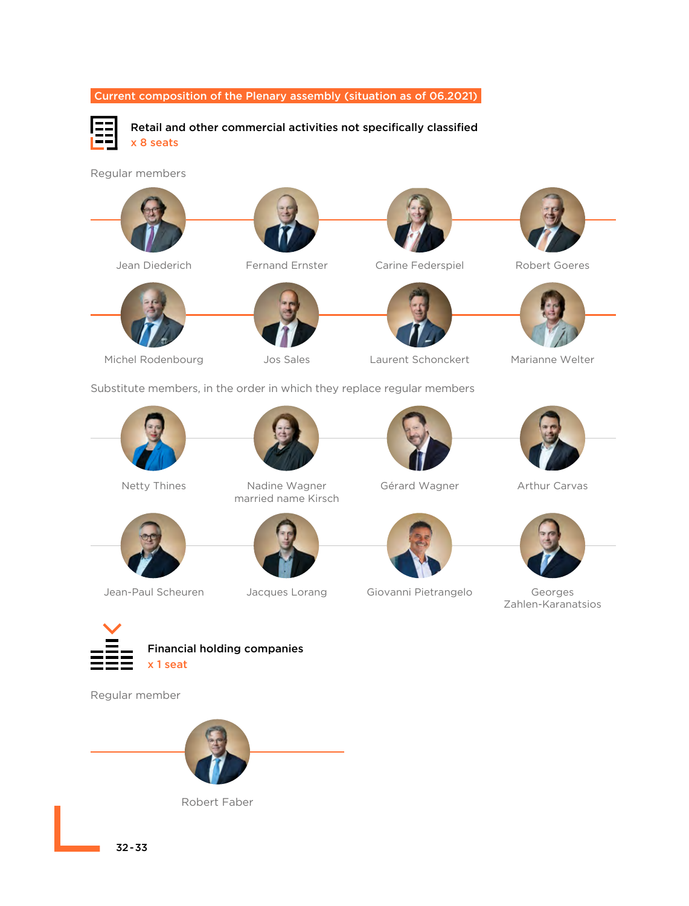## Current composition of the Plenary assembly (situation as of 06.2021)

### Retail and other commercial activities not specifically classified

x 8 seats

Regular members

- Jean Diederich
- Fernand Ernster
- Carine Federspiel
- Robert Goeres
- Michel Rodenbourg
- Jos Sales
- Laurent Schonckert
- Marianne Welter

Substitute members, in the order in which they replace regular members

- Netty Thines
- Nadine Wagner married name Kirsch
- Gérard Wagner
- Arthur Carvas
- Jean-Paul Scheuren
- Jacques Lorang
- Giovanni Pietrangelo
- Georges Zahlen-Karanatsios

### Financial holding companies

x 1 seat

Regular member

- Robert Faber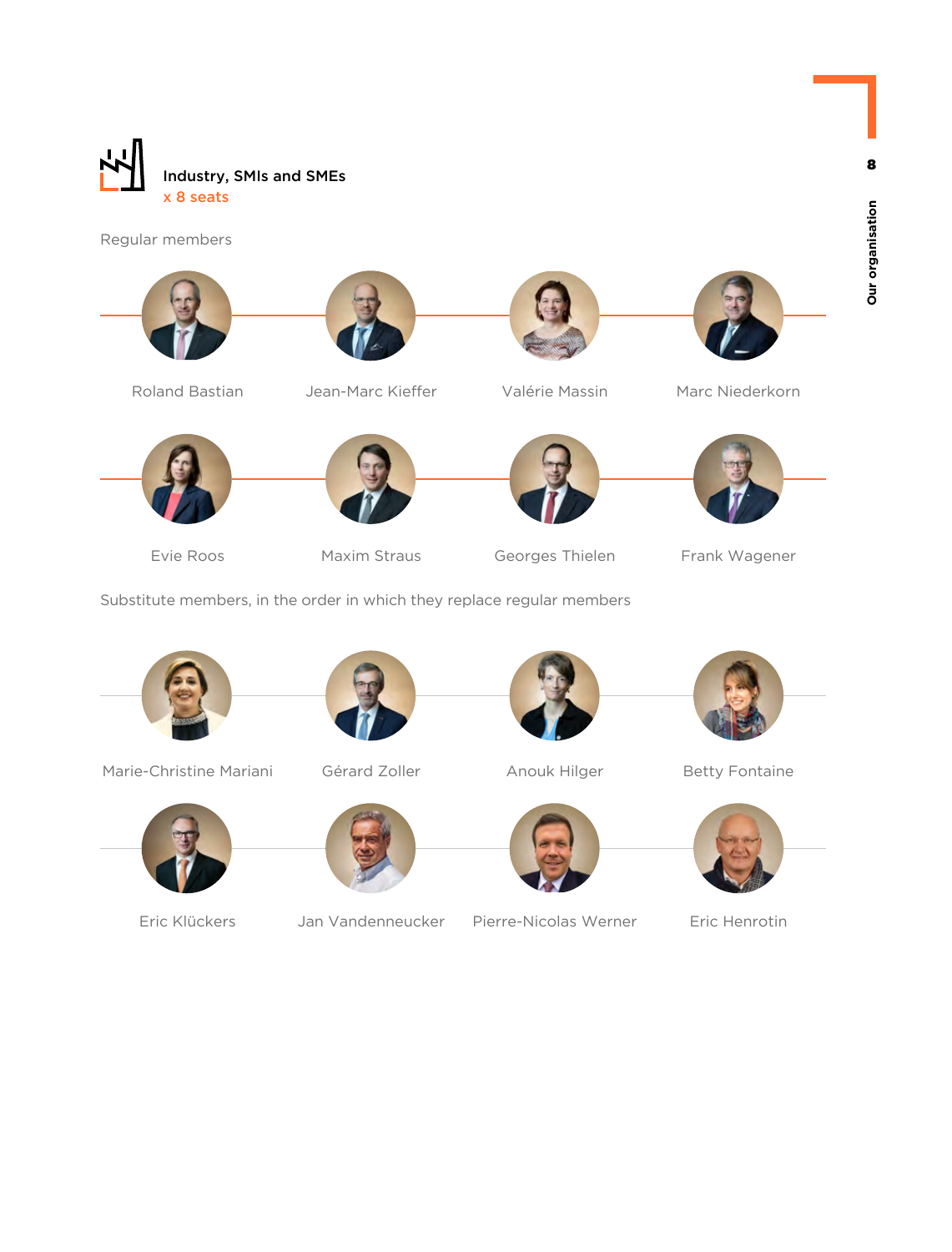## Industry, SMIs and SMEs

x 8 seats

Regular members

Roland Bastian

Jean-Marc Kieffer

Valérie Massin

Marc Niederkorn

Evie Roos

Maxim Straus

Georges Thielen

Frank Wagener

Substitute members, in the order in which they replace regular members

Marie-Christine Mariani

Gérard Zoller

Anouk Hilger

Betty Fontaine

Eric Klückers

Jan Vandenneucker

Pierre-Nicolas Werner

Eric Henrotin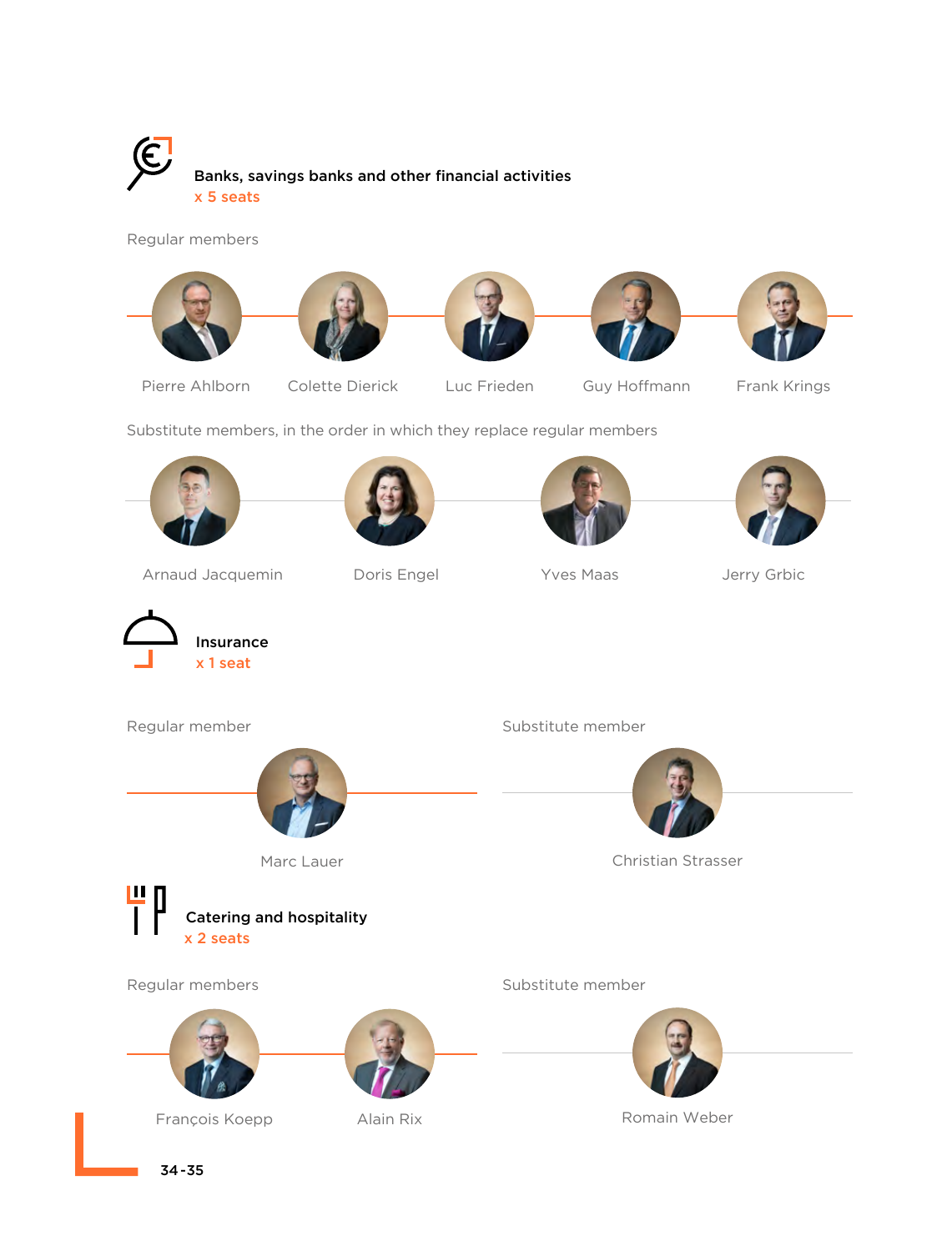## Banks, savings banks and other financial activities

x 5 seats

Regular members

Pierre Ahlborn

Colette Dierick

Luc Frieden

Guy Hoffmann

Frank Krings

Substitute members, in the order in which they replace regular members

Arnaud Jacquemin

Doris Engel

Yves Maas

Jerry Grbic

## Insurance

x 1 seat

Regular member

Marc Lauer

Substitute member

Christian Strasser

## Catering and hospitality

x 2 seats

Regular members

François Koepp

Alain Rix

Substitute member

Romain Weber